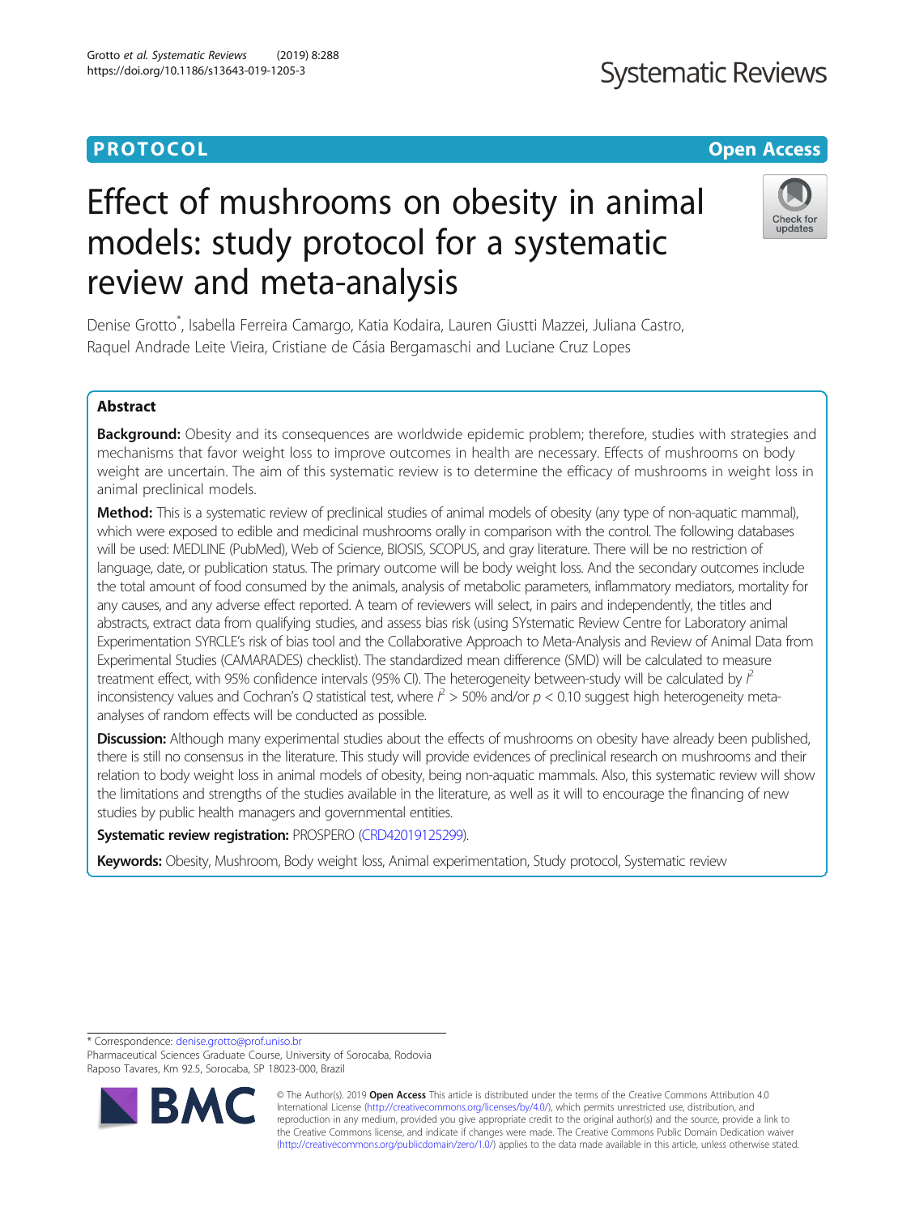PROTOCOL

Open Access

# Effect of mushrooms on obesity in animal models: study protocol for a systematic review and meta-analysis

Denise Grotto*, Isabella Ferreira Camargo, Katia Kodaira, Lauren Giustti Mazzei, Juliana Castro, Raquel Andrade Leite Vieira, Cristiane de Cásia Bergamaschi and Luciane Cruz Lopes

## Abstract

**Background:** Obesity and its consequences are worldwide epidemic problem; therefore, studies with strategies and mechanisms that favor weight loss to improve outcomes in health are necessary. Effects of mushrooms on body weight are uncertain. The aim of this systematic review is to determine the efficacy of mushrooms in weight loss in animal preclinical models.

**Method:** This is a systematic review of preclinical studies of animal models of obesity (any type of non-aquatic mammal), which were exposed to edible and medicinal mushrooms orally in comparison with the control. The following databases will be used: MEDLINE (PubMed), Web of Science, BIOSIS, SCOPUS, and gray literature. There will be no restriction of language, date, or publication status. The primary outcome will be body weight loss. And the secondary outcomes include the total amount of food consumed by the animals, analysis of metabolic parameters, inflammatory mediators, mortality for any causes, and any adverse effect reported. A team of reviewers will select, in pairs and independently, the titles and abstracts, extract data from qualifying studies, and assess bias risk (using SYstematic Review Centre for Laboratory animal Experimentation SYRCLE's risk of bias tool and the Collaborative Approach to Meta-Analysis and Review of Animal Data from Experimental Studies (CAMARADES) checklist). The standardized mean difference (SMD) will be calculated to measure treatment effect, with 95% confidence intervals (95% CI). The heterogeneity between-study will be calculated by $I^2$ inconsistency values and Cochran's $Q$ statistical test, where $I^2 > 50\%$ and/or $p < 0.10$ suggest high heterogeneity meta-analyses of random effects will be conducted as possible.

**Discussion:** Although many experimental studies about the effects of mushrooms on obesity have already been published, there is still no consensus in the literature. This study will provide evidences of preclinical research on mushrooms and their relation to body weight loss in animal models of obesity, being non-aquatic mammals. Also, this systematic review will show the limitations and strengths of the studies available in the literature, as well as it will to encourage the financing of new studies by public health managers and governmental entities.

**Systematic review registration:** PROSPERO (CRD42019125299).

**Keywords:** Obesity, Mushroom, Body weight loss, Animal experimentation, Study protocol, Systematic review

---

* Correspondence: denise.grotto@prof.uniso.br
Pharmaceutical Sciences Graduate Course, University of Sorocaba, Rodovia Raposo Tavares, Km 92.5, Sorocaba, SP 18023-000, Brazil

© The Author(s). 2019 **Open Access** This article is distributed under the terms of the Creative Commons Attribution 4.0 International License (http://creativecommons.org/licenses/by/4.0/), which permits unrestricted use, distribution, and reproduction in any medium, provided you give appropriate credit to the original author(s) and the source, provide a link to the Creative Commons license, and indicate if changes were made. The Creative Commons Public Domain Dedication waiver (http://creativecommons.org/publicdomain/zero/1.0/) applies to the data made available in this article, unless otherwise stated.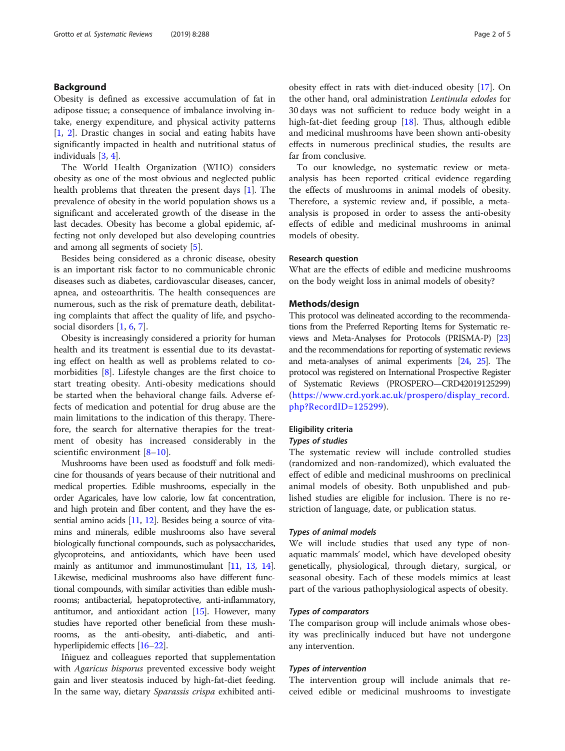## Background

Obesity is defined as excessive accumulation of fat in adipose tissue; a consequence of imbalance involving intake, energy expenditure, and physical activity patterns [1, 2]. Drastic changes in social and eating habits have significantly impacted in health and nutritional status of individuals [3, 4].

The World Health Organization (WHO) considers obesity as one of the most obvious and neglected public health problems that threaten the present days [1]. The prevalence of obesity in the world population shows us a significant and accelerated growth of the disease in the last decades. Obesity has become a global epidemic, affecting not only developed but also developing countries and among all segments of society [5].

Besides being considered as a chronic disease, obesity is an important risk factor to no communicable chronic diseases such as diabetes, cardiovascular diseases, cancer, apnea, and osteoarthritis. The health consequences are numerous, such as the risk of premature death, debilitating complaints that affect the quality of life, and psychosocial disorders [1, 6, 7].

Obesity is increasingly considered a priority for human health and its treatment is essential due to its devastating effect on health as well as problems related to comorbidities [8]. Lifestyle changes are the first choice to start treating obesity. Anti-obesity medications should be started when the behavioral change fails. Adverse effects of medication and potential for drug abuse are the main limitations to the indication of this therapy. Therefore, the search for alternative therapies for the treatment of obesity has increased considerably in the scientific environment [8–10].

Mushrooms have been used as foodstuff and folk medicine for thousands of years because of their nutritional and medical properties. Edible mushrooms, especially in the order Agaricales, have low calorie, low fat concentration, and high protein and fiber content, and they have the essential amino acids [11, 12]. Besides being a source of vitamins and minerals, edible mushrooms also have several biologically functional compounds, such as polysaccharides, glycoproteins, and antioxidants, which have been used mainly as antitumor and immunostimulant [11, 13, 14]. Likewise, medicinal mushrooms also have different functional compounds, with similar activities than edible mushrooms; antibacterial, hepatoprotective, anti-inflammatory, antitumor, and antioxidant action [15]. However, many studies have reported other beneficial from these mushrooms, as the anti-obesity, anti-diabetic, and anti-hyperlipidemic effects [16–22].

Iñiguez and colleagues reported that supplementation with *Agaricus bisporus* prevented excessive body weight gain and liver steatosis induced by high-fat-diet feeding. In the same way, dietary *Sparassis crispa* exhibited anti-obesity effect in rats with diet-induced obesity [17]. On the other hand, oral administration *Lentinula edodes* for 30 days was not sufficient to reduce body weight in a high-fat-diet feeding group [18]. Thus, although edible and medicinal mushrooms have been shown anti-obesity effects in numerous preclinical studies, the results are far from conclusive.

To our knowledge, no systematic review or meta-analysis has been reported critical evidence regarding the effects of mushrooms in animal models of obesity. Therefore, a systemic review and, if possible, a meta-analysis is proposed in order to assess the anti-obesity effects of edible and medicinal mushrooms in animal models of obesity.

### Research question

What are the effects of edible and medicine mushrooms on the body weight loss in animal models of obesity?

## Methods/design

This protocol was delineated according to the recommendations from the Preferred Reporting Items for Systematic reviews and Meta-Analyses for Protocols (PRISMA-P) [23] and the recommendations for reporting of systematic reviews and meta-analyses of animal experiments [24, 25]. The protocol was registered on International Prospective Register of Systematic Reviews (PROSPERO—CRD42019125299) (https://www.crd.york.ac.uk/prospero/display_record.php?RecordID=125299).

### Eligibility criteria

#### *Types of studies*

The systematic review will include controlled studies (randomized and non-randomized), which evaluated the effect of edible and medicinal mushrooms on preclinical animal models of obesity. Both unpublished and published studies are eligible for inclusion. There is no restriction of language, date, or publication status.

#### *Types of animal models*

We will include studies that used any type of non-aquatic mammals' model, which have developed obesity genetically, physiological, through dietary, surgical, or seasonal obesity. Each of these models mimics at least part of the various pathophysiological aspects of obesity.

#### *Types of comparators*

The comparison group will include animals whose obesity was preclinically induced but have not undergone any intervention.

#### *Types of intervention*

The intervention group will include animals that received edible or medicinal mushrooms to investigate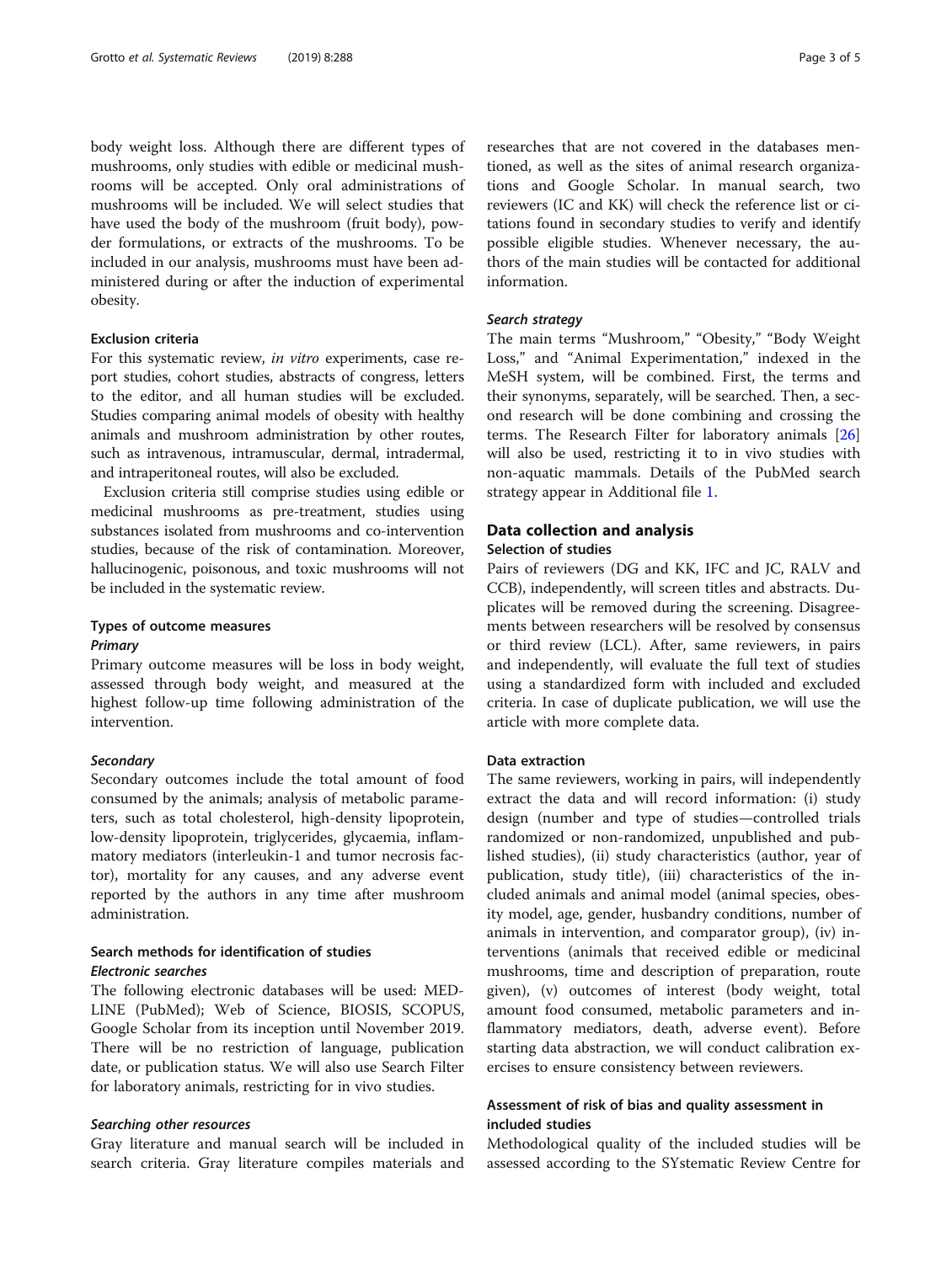body weight loss. Although there are different types of mushrooms, only studies with edible or medicinal mushrooms will be accepted. Only oral administrations of mushrooms will be included. We will select studies that have used the body of the mushroom (fruit body), powder formulations, or extracts of the mushrooms. To be included in our analysis, mushrooms must have been administered during or after the induction of experimental obesity.

### Exclusion criteria

For this systematic review, *in vitro* experiments, case report studies, cohort studies, abstracts of congress, letters to the editor, and all human studies will be excluded. Studies comparing animal models of obesity with healthy animals and mushroom administration by other routes, such as intravenous, intramuscular, dermal, intradermal, and intraperitoneal routes, will also be excluded.

Exclusion criteria still comprise studies using edible or medicinal mushrooms as pre-treatment, studies using substances isolated from mushrooms and co-intervention studies, because of the risk of contamination. Moreover, hallucinogenic, poisonous, and toxic mushrooms will not be included in the systematic review.

### Types of outcome measures

#### *Primary*

Primary outcome measures will be loss in body weight, assessed through body weight, and measured at the highest follow-up time following administration of the intervention.

#### *Secondary*

Secondary outcomes include the total amount of food consumed by the animals; analysis of metabolic parameters, such as total cholesterol, high-density lipoprotein, low-density lipoprotein, triglycerides, glycaemia, inflammatory mediators (interleukin-1 and tumor necrosis factor), mortality for any causes, and any adverse event reported by the authors in any time after mushroom administration.

### Search methods for identification of studies

#### *Electronic searches*

The following electronic databases will be used: MEDLINE (PubMed); Web of Science, BIOSIS, SCOPUS, Google Scholar from its inception until November 2019. There will be no restriction of language, publication date, or publication status. We will also use Search Filter for laboratory animals, restricting for in vivo studies.

#### *Searching other resources*

Gray literature and manual search will be included in search criteria. Gray literature compiles materials and researches that are not covered in the databases mentioned, as well as the sites of animal research organizations and Google Scholar. In manual search, two reviewers (IC and KK) will check the reference list or citations found in secondary studies to verify and identify possible eligible studies. Whenever necessary, the authors of the main studies will be contacted for additional information.

#### *Search strategy*

The main terms "Mushroom," "Obesity," "Body Weight Loss," and "Animal Experimentation," indexed in the MeSH system, will be combined. First, the terms and their synonyms, separately, will be searched. Then, a second research will be done combining and crossing the terms. The Research Filter for laboratory animals [26] will also be used, restricting it to in vivo studies with non-aquatic mammals. Details of the PubMed search strategy appear in Additional file 1.

## Data collection and analysis

### Selection of studies

Pairs of reviewers (DG and KK, IFC and JC, RALV and CCB), independently, will screen titles and abstracts. Duplicates will be removed during the screening. Disagreements between researchers will be resolved by consensus or third review (LCL). After, same reviewers, in pairs and independently, will evaluate the full text of studies using a standardized form with included and excluded criteria. In case of duplicate publication, we will use the article with more complete data.

### Data extraction

The same reviewers, working in pairs, will independently extract the data and will record information: (i) study design (number and type of studies—controlled trials randomized or non-randomized, unpublished and published studies), (ii) study characteristics (author, year of publication, study title), (iii) characteristics of the included animals and animal model (animal species, obesity model, age, gender, husbandry conditions, number of animals in intervention, and comparator group), (iv) interventions (animals that received edible or medicinal mushrooms, time and description of preparation, route given), (v) outcomes of interest (body weight, total amount food consumed, metabolic parameters and inflammatory mediators, death, adverse event). Before starting data abstraction, we will conduct calibration exercises to ensure consistency between reviewers.

### Assessment of risk of bias and quality assessment in included studies

Methodological quality of the included studies will be assessed according to the SYstematic Review Centre for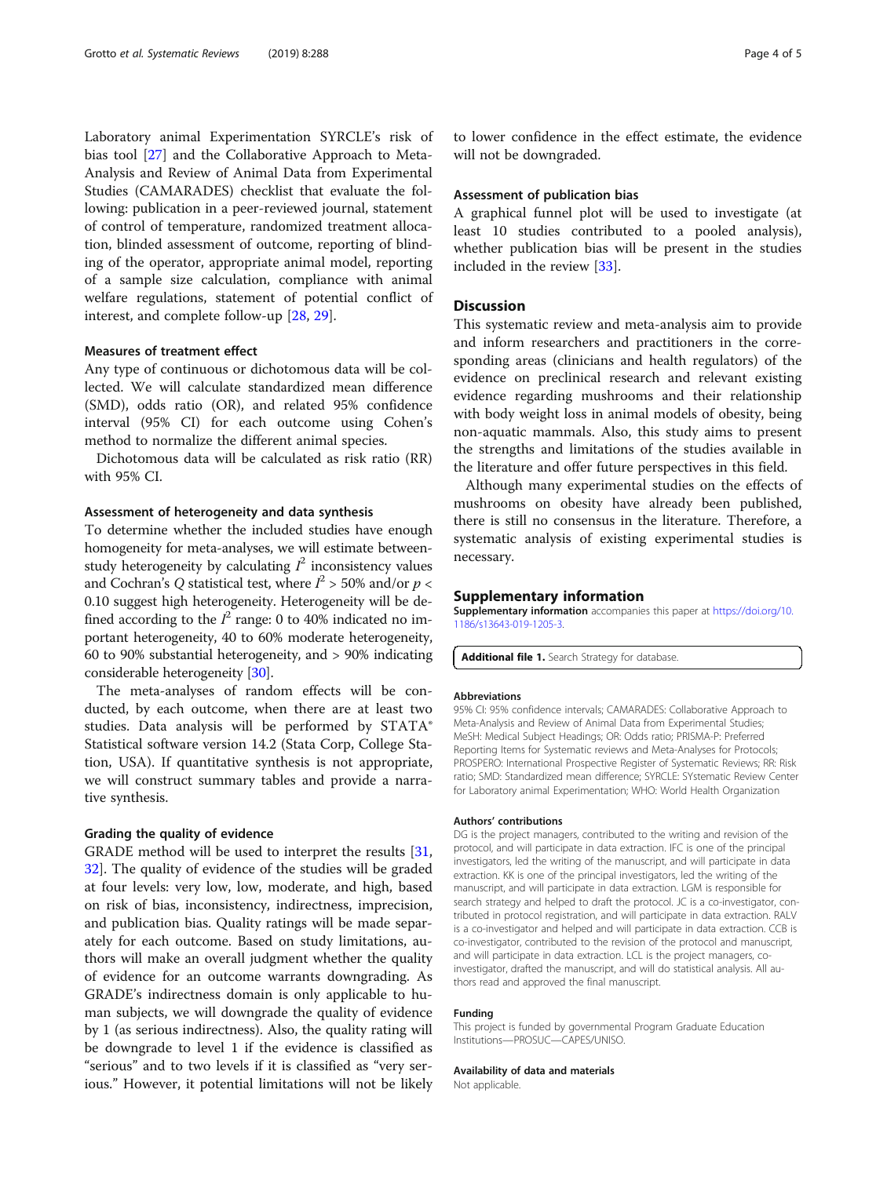Laboratory animal Experimentation SYRCLE's risk of bias tool [27] and the Collaborative Approach to Meta-Analysis and Review of Animal Data from Experimental Studies (CAMARADES) checklist that evaluate the following: publication in a peer-reviewed journal, statement of control of temperature, randomized treatment allocation, blinded assessment of outcome, reporting of blinding of the operator, appropriate animal model, reporting of a sample size calculation, compliance with animal welfare regulations, statement of potential conflict of interest, and complete follow-up [28, 29].

### Measures of treatment effect

Any type of continuous or dichotomous data will be collected. We will calculate standardized mean difference (SMD), odds ratio (OR), and related 95% confidence interval (95% CI) for each outcome using Cohen's method to normalize the different animal species.

Dichotomous data will be calculated as risk ratio (RR) with 95% CI.

### Assessment of heterogeneity and data synthesis

To determine whether the included studies have enough homogeneity for meta-analyses, we will estimate between-study heterogeneity by calculating $I^2$ inconsistency values and Cochran's $Q$ statistical test, where $I^2 > 50\%$ and/or $p < 0.10$ suggest high heterogeneity. Heterogeneity will be defined according to the $I^2$ range: 0 to 40% indicated no important heterogeneity, 40 to 60% moderate heterogeneity, 60 to 90% substantial heterogeneity, and > 90% indicating considerable heterogeneity [30].

The meta-analyses of random effects will be conducted, by each outcome, when there are at least two studies. Data analysis will be performed by STATA® Statistical software version 14.2 (Stata Corp, College Station, USA). If quantitative synthesis is not appropriate, we will construct summary tables and provide a narrative synthesis.

### Grading the quality of evidence

GRADE method will be used to interpret the results [31, 32]. The quality of evidence of the studies will be graded at four levels: very low, low, moderate, and high, based on risk of bias, inconsistency, indirectness, imprecision, and publication bias. Quality ratings will be made separately for each outcome. Based on study limitations, authors will make an overall judgment whether the quality of evidence for an outcome warrants downgrading. As GRADE's indirectness domain is only applicable to human subjects, we will downgrade the quality of evidence by 1 (as serious indirectness). Also, the quality rating will be downgrade to level 1 if the evidence is classified as "serious" and to two levels if it is classified as "very serious." However, it potential limitations will not be likely to lower confidence in the effect estimate, the evidence will not be downgraded.

### Assessment of publication bias

A graphical funnel plot will be used to investigate (at least 10 studies contributed to a pooled analysis), whether publication bias will be present in the studies included in the review [33].

## Discussion

This systematic review and meta-analysis aim to provide and inform researchers and practitioners in the corresponding areas (clinicians and health regulators) of the evidence on preclinical research and relevant existing evidence regarding mushrooms and their relationship with body weight loss in animal models of obesity, being non-aquatic mammals. Also, this study aims to present the strengths and limitations of the studies available in the literature and offer future perspectives in this field.

Although many experimental studies on the effects of mushrooms on obesity have already been published, there is still no consensus in the literature. Therefore, a systematic analysis of existing experimental studies is necessary.

## Supplementary information

**Supplementary information** accompanies this paper at https://doi.org/10.1186/s13643-019-1205-3.

**Additional file 1.** Search Strategy for database.

#### Abbreviations

95% CI: 95% confidence intervals; CAMARADES: Collaborative Approach to Meta-Analysis and Review of Animal Data from Experimental Studies; MeSH: Medical Subject Headings; OR: Odds ratio; PRISMA-P: Preferred Reporting Items for Systematic reviews and Meta-Analyses for Protocols; PROSPERO: International Prospective Register of Systematic Reviews; RR: Risk ratio; SMD: Standardized mean difference; SYRCLE: SYstematic Review Center for Laboratory animal Experimentation; WHO: World Health Organization

#### Authors' contributions

DG is the project managers, contributed to the writing and revision of the protocol, and will participate in data extraction. IFC is one of the principal investigators, led the writing of the manuscript, and will participate in data extraction. KK is one of the principal investigators, led the writing of the manuscript, and will participate in data extraction. LGM is responsible for search strategy and helped to draft the protocol. JC is a co-investigator, contributed in protocol registration, and will participate in data extraction. RALV is a co-investigator and helped and will participate in data extraction. CCB is co-investigator, contributed to the revision of the protocol and manuscript, and will participate in data extraction. LCL is the project managers, co-investigator, drafted the manuscript, and will do statistical analysis. All authors read and approved the final manuscript.

#### Funding

This project is funded by governmental Program Graduate Education Institutions—PROSUC—CAPES/UNISO.

#### Availability of data and materials

Not applicable.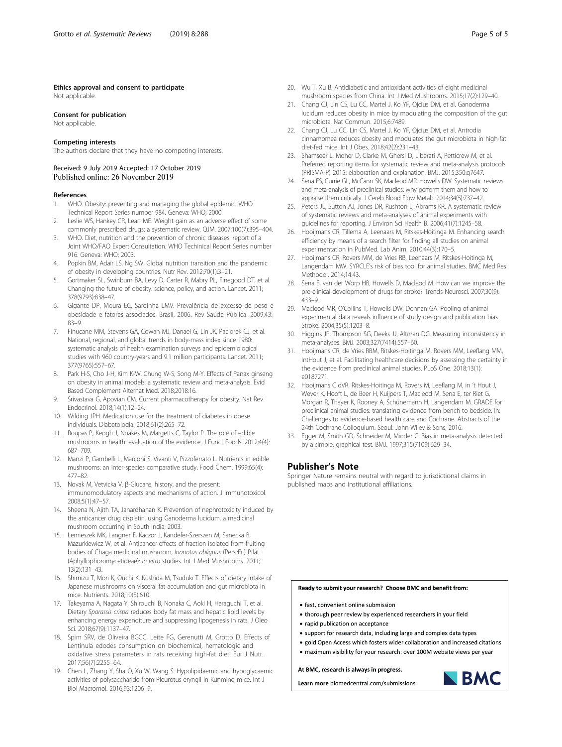#### Ethics approval and consent to participate
Not applicable.

#### Consent for publication
Not applicable.

#### Competing interests
The authors declare that they have no competing interests.

Received: 9 July 2019 Accepted: 17 October 2019
Published online: 26 November 2019

#### References

1. WHO. Obesity: preventing and managing the global epidemic. WHO Technical Report Series number 984. Geneva: WHO; 2000.
2. Leslie WS, Hankey CR, Lean ME. Weight gain as an adverse effect of some commonly prescribed drugs: a systematic review. QJM. 2007;100(7):395–404.
3. WHO. Diet, nutrition and the prevention of chronic diseases: report of a Joint WHO/FAO Expert Consultation. WHO Techinical Report Series number 916. Geneva: WHO; 2003.
4. Popkin BM, Adair LS, Ng SW. Global nutrition transition and the pandemic of obesity in developing countries. Nutr Rev. 2012;70(1):3–21.
5. Gortmaker SL, Swinburn BA, Levy D, Carter R, Mabry PL, Finegood DT, et al. Changing the future of obesity: science, policy, and action. Lancet. 2011; 378(9793):838–47.
6. Gigante DP, Moura EC, Sardinha LMV. Prevalência de excesso de peso e obesidade e fatores associados, Brasil, 2006. Rev Saúde Pública. 2009;43: 83–9.
7. Finucane MM, Stevens GA, Cowan MJ, Danaei G, Lin JK, Paciorek CJ, et al. National, regional, and global trends in body-mass index since 1980: systematic analysis of health examination surveys and epidemiological studies with 960 country-years and 9.1 million participants. Lancet. 2011; 377(9765):557–67.
8. Park H-S, Cho J-H, Kim K-W, Chung W-S, Song M-Y. Effects of Panax ginseng on obesity in animal models: a systematic review and meta-analysis. Evid Based Complement Alternat Med. 2018;2018:16.
9. Srivastava G, Apovian CM. Current pharmacotherapy for obesity. Nat Rev Endocrinol. 2018;14(1):12–24.
10. Wilding JPH. Medication use for the treatment of diabetes in obese individuals. Diabetologia. 2018;61(2):265–72.
11. Roupas P, Keogh J, Noakes M, Margetts C, Taylor P. The role of edible mushrooms in health: evaluation of the evidence. J Funct Foods. 2012;4(4): 687–709.
12. Manzi P, Gambelli L, Marconi S, Vivanti V, Pizzoferrato L. Nutrients in edible mushrooms: an inter-species comparative study. Food Chem. 1999;65(4): 477–82.
13. Novak M, Vetvicka V. β-Glucans, history, and the present: immunomodulatory aspects and mechanisms of action. J Immunotoxicol. 2008;5(1):47–57.
14. Sheena N, Ajith TA, Janardhanan K. Prevention of nephrotoxicity induced by the anticancer drug cisplatin, using Ganoderma lucidum, a medicinal mushroom occurring in South India; 2003.
15. Lemieszek MK, Langner E, Kaczor J, Kandefer-Szerszen M, Sanecka B, Mazurkiewicz W, et al. Anticancer effects of fraction isolated from fruiting bodies of Chaga medicinal mushroom, *Inonotus obliquus* (Pers.:Fr.) Pilát (Aphyllophoromycetideae): *in vitro* studies. Int J Med Mushrooms. 2011; 13(2):131–43.
16. Shimizu T, Mori K, Ouchi K, Kushida M, Tsuduki T. Effects of dietary intake of Japanese mushrooms on visceral fat accumulation and gut microbiota in mice. Nutrients. 2018;10(5):610.
17. Takeyama A, Nagata Y, Shirouchi B, Nonaka C, Aoki H, Haraguchi T, et al. Dietary *Sparassis crispa* reduces body fat mass and hepatic lipid levels by enhancing energy expenditure and suppressing lipogenesis in rats. J Oleo Sci. 2018;67(9):1137–47.
18. Spim SRV, de Oliveira BGCC, Leite FG, Gerenutti M, Grotto D. Effects of Lentinula edodes consumption on biochemical, hematologic and oxidative stress parameters in rats receiving high-fat diet. Eur J Nutr. 2017;56(7):2255–64.
19. Chen L, Zhang Y, Sha O, Xu W, Wang S. Hypolipidaemic and hypoglycaemic activities of polysaccharide from Pleurotus eryngii in Kunming mice. Int J Biol Macromol. 2016;93:1206–9.
20. Wu T, Xu B. Antidiabetic and antioxidant activities of eight medicinal mushroom species from China. Int J Med Mushrooms. 2015;17(2):129–40.
21. Chang CJ, Lin CS, Lu CC, Martel J, Ko YF, Ojcius DM, et al. Ganoderma lucidum reduces obesity in mice by modulating the composition of the gut microbiota. Nat Commun. 2015;6:7489.
22. Chang CJ, Lu CC, Lin CS, Martel J, Ko YF, Ojcius DM, et al. Antrodia cinnamomea reduces obesity and modulates the gut microbiota in high-fat diet-fed mice. Int J Obes. 2018;42(2):231–43.
23. Shamseer L, Moher D, Clarke M, Ghersi D, Liberati A, Petticrew M, et al. Preferred reporting items for systematic review and meta-analysis protocols (PRISMA-P) 2015: elaboration and explanation. BMJ. 2015;350:g7647.
24. Sena ES, Currie GL, McCann SK, Macleod MR, Howells DW. Systematic reviews and meta-analysis of preclinical studies: why perform them and how to appraise them critically. J Cereb Blood Flow Metab. 2014;34(5):737–42.
25. Peters JL, Sutton AJ, Jones DR, Rushton L, Abrams KR. A systematic review of systematic reviews and meta-analyses of animal experiments with guidelines for reporting. J Environ Sci Health B. 2006;41(7):1245–58.
26. Hooijmans CR, Tillema A, Leenaars M, Ritskes-Hoitinga M. Enhancing search efficiency by means of a search filter for finding all studies on animal experimentation in PubMed. Lab Anim. 2010;44(3):170–5.
27. Hooijmans CR, Rovers MM, de Vries RB, Leenaars M, Ritskes-Hoitinga M, Langendam MW. SYRCLE's risk of bias tool for animal studies. BMC Med Res Methodol. 2014;14:43.
28. Sena E, van der Worp HB, Howells D, Macleod M. How can we improve the pre-clinical development of drugs for stroke? Trends Neurosci. 2007;30(9): 433–9.
29. Macleod MR, O'Collins T, Howells DW, Donnan GA. Pooling of animal experimental data reveals influence of study design and publication bias. Stroke. 2004;35(5):1203–8.
30. Higgins JP, Thompson SG, Deeks JJ, Altman DG. Measuring inconsistency in meta-analyses. BMJ. 2003;327(7414):557–60.
31. Hooijmans CR, de Vries RBM, Ritskes-Hoitinga M, Rovers MM, Leeflang MM, IntHout J, et al. Facilitating healthcare decisions by assessing the certainty in the evidence from preclinical animal studies. PLoS One. 2018;13(1): e0187271.
32. Hooijmans C dVR, Ritskes-Hoitinga M, Rovers M, Leeflang M, in 't Hout J, Wever K, Hooft L, de Beer H, Kuijpers T, Macleod M, Sena E, ter Riet G, Morgan R, Thayer K, Rooney A, Schünemann H, Langendam M. GRADE for preclinical animal studies: translating evidence from bench to bedside. In: Challenges to evidence-based health care and Cochrane. Abstracts of the 24th Cochrane Colloquium. Seoul: John Wiley & Sons; 2016.
33. Egger M, Smith GD, Schneider M, Minder C. Bias in meta-analysis detected by a simple, graphical test. BMJ. 1997;315(7109):629–34.

## Publisher's Note

Springer Nature remains neutral with regard to jurisdictional claims in published maps and institutional affiliations.

**Ready to submit your research? Choose BMC and benefit from:**

- fast, convenient online submission
- thorough peer review by experienced researchers in your field
- rapid publication on acceptance
- support for research data, including large and complex data types
- gold Open Access which fosters wider collaboration and increased citations
- maximum visibility for your research: over 100M website views per year

**At BMC, research is always in progress.**

**Learn more** biomedcentral.com/submissions

BMC